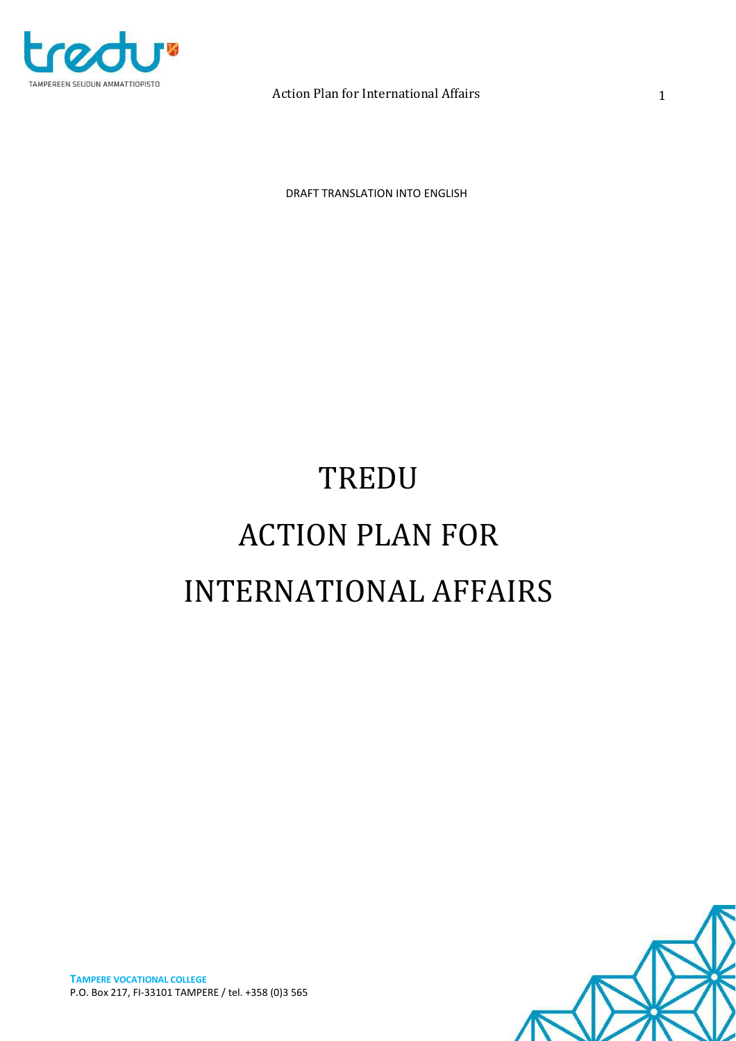DRAFT TRANSLATION INTO ENGLISH

# TREDU
# ACTION PLAN FOR
# INTERNATIONAL AFFAIRS

**TAMPERE VOCATIONAL COLLEGE**
P.O. Box 217, FI-33101 TAMPERE / tel. +358 (0)3 565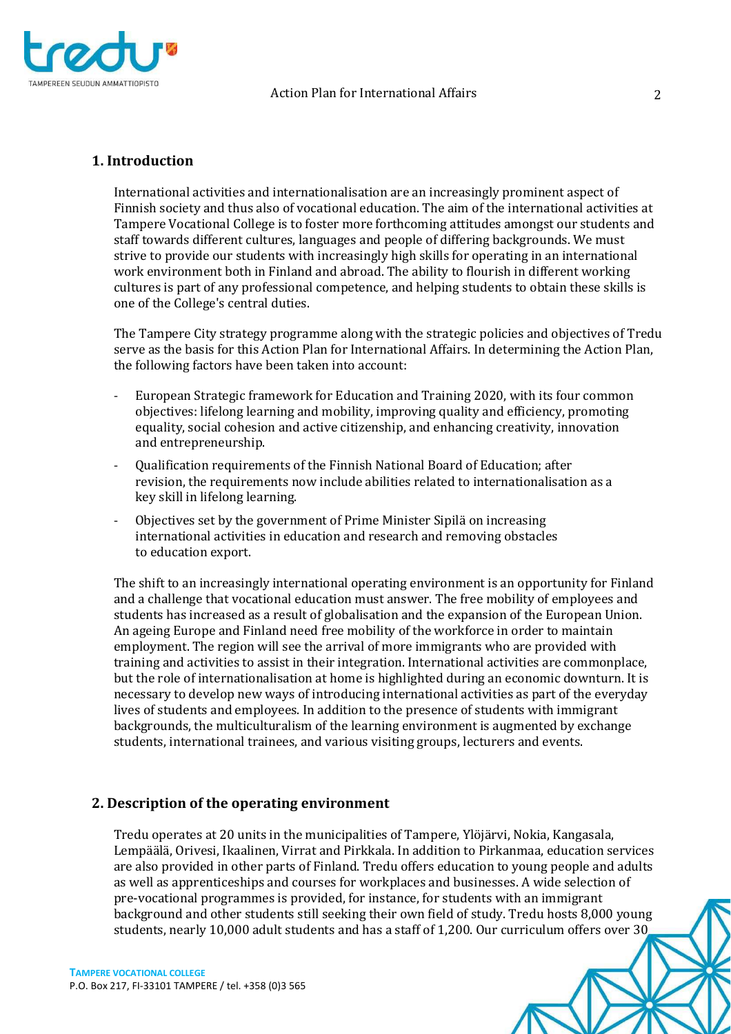## 1. Introduction

International activities and internationalisation are an increasingly prominent aspect of Finnish society and thus also of vocational education. The aim of the international activities at Tampere Vocational College is to foster more forthcoming attitudes amongst our students and staff towards different cultures, languages and people of differing backgrounds. We must strive to provide our students with increasingly high skills for operating in an international work environment both in Finland and abroad. The ability to flourish in different working cultures is part of any professional competence, and helping students to obtain these skills is one of the College's central duties.

The Tampere City strategy programme along with the strategic policies and objectives of Tredu serve as the basis for this Action Plan for International Affairs. In determining the Action Plan, the following factors have been taken into account:

- European Strategic framework for Education and Training 2020, with its four common objectives: lifelong learning and mobility, improving quality and efficiency, promoting equality, social cohesion and active citizenship, and enhancing creativity, innovation and entrepreneurship.
- Qualification requirements of the Finnish National Board of Education; after revision, the requirements now include abilities related to internationalisation as a key skill in lifelong learning.
- Objectives set by the government of Prime Minister Sipilä on increasing international activities in education and research and removing obstacles to education export.

The shift to an increasingly international operating environment is an opportunity for Finland and a challenge that vocational education must answer. The free mobility of employees and students has increased as a result of globalisation and the expansion of the European Union. An ageing Europe and Finland need free mobility of the workforce in order to maintain employment. The region will see the arrival of more immigrants who are provided with training and activities to assist in their integration. International activities are commonplace, but the role of internationalisation at home is highlighted during an economic downturn. It is necessary to develop new ways of introducing international activities as part of the everyday lives of students and employees. In addition to the presence of students with immigrant backgrounds, the multiculturalism of the learning environment is augmented by exchange students, international trainees, and various visiting groups, lecturers and events.

## 2. Description of the operating environment

Tredu operates at 20 units in the municipalities of Tampere, Ylöjärvi, Nokia, Kangasala, Lempäälä, Orivesi, Ikaalinen, Virrat and Pirkkala. In addition to Pirkanmaa, education services are also provided in other parts of Finland. Tredu offers education to young people and adults as well as apprenticeships and courses for workplaces and businesses. A wide selection of pre-vocational programmes is provided, for instance, for students with an immigrant background and other students still seeking their own field of study. Tredu hosts 8,000 young students, nearly 10,000 adult students and has a staff of 1,200. Our curriculum offers over 30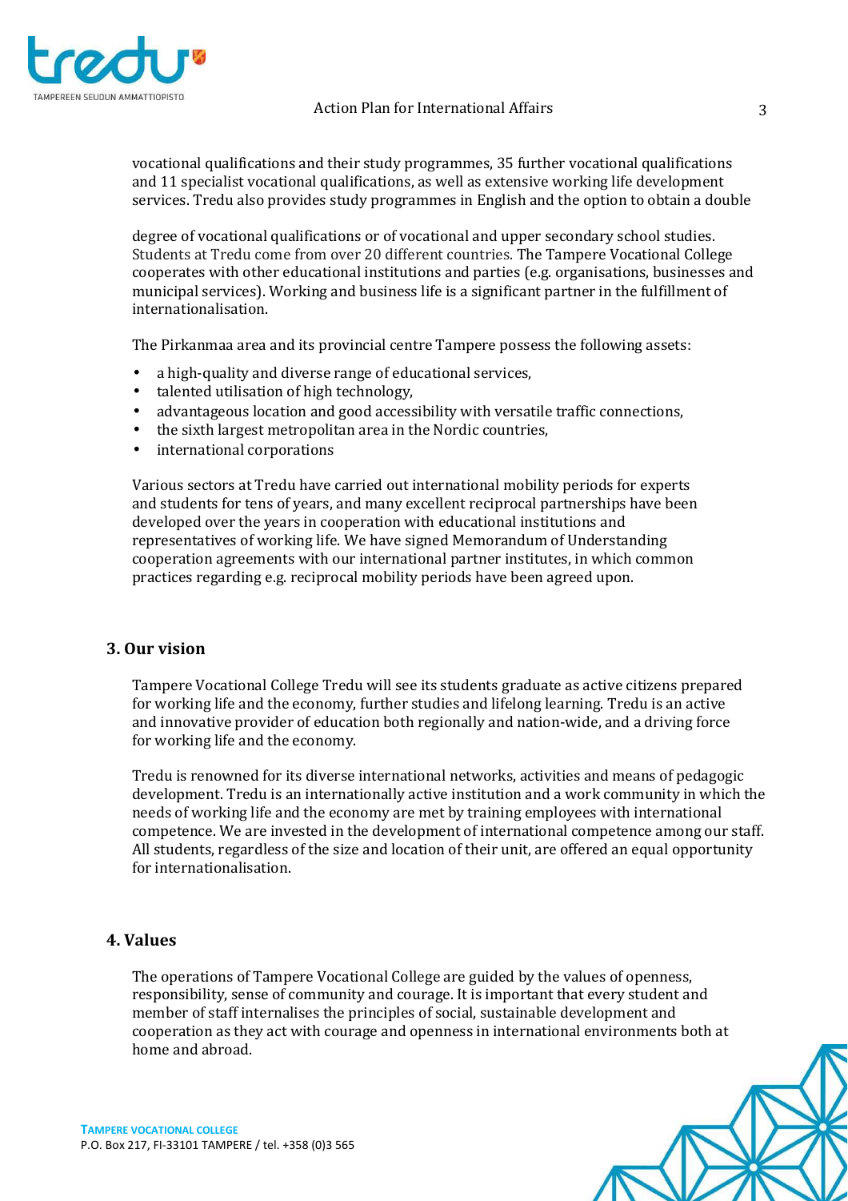vocational qualifications and their study programmes, 35 further vocational qualifications and 11 specialist vocational qualifications, as well as extensive working life development services. Tredu also provides study programmes in English and the option to obtain a double

degree of vocational qualifications or of vocational and upper secondary school studies. Students at Tredu come from over 20 different countries. The Tampere Vocational College cooperates with other educational institutions and parties (e.g. organisations, businesses and municipal services). Working and business life is a significant partner in the fulfillment of internationalisation.

The Pirkanmaa area and its provincial centre Tampere possess the following assets:

- a high-quality and diverse range of educational services,
- talented utilisation of high technology,
- advantageous location and good accessibility with versatile traffic connections,
- the sixth largest metropolitan area in the Nordic countries,
- international corporations

Various sectors at Tredu have carried out international mobility periods for experts and students for tens of years, and many excellent reciprocal partnerships have been developed over the years in cooperation with educational institutions and representatives of working life. We have signed Memorandum of Understanding cooperation agreements with our international partner institutes, in which common practices regarding e.g. reciprocal mobility periods have been agreed upon.

## 3. Our vision

Tampere Vocational College Tredu will see its students graduate as active citizens prepared for working life and the economy, further studies and lifelong learning. Tredu is an active and innovative provider of education both regionally and nation-wide, and a driving force for working life and the economy.

Tredu is renowned for its diverse international networks, activities and means of pedagogic development. Tredu is an internationally active institution and a work community in which the needs of working life and the economy are met by training employees with international competence. We are invested in the development of international competence among our staff. All students, regardless of the size and location of their unit, are offered an equal opportunity for internationalisation.

## 4. Values

The operations of Tampere Vocational College are guided by the values of openness, responsibility, sense of community and courage. It is important that every student and member of staff internalises the principles of social, sustainable development and cooperation as they act with courage and openness in international environments both at home and abroad.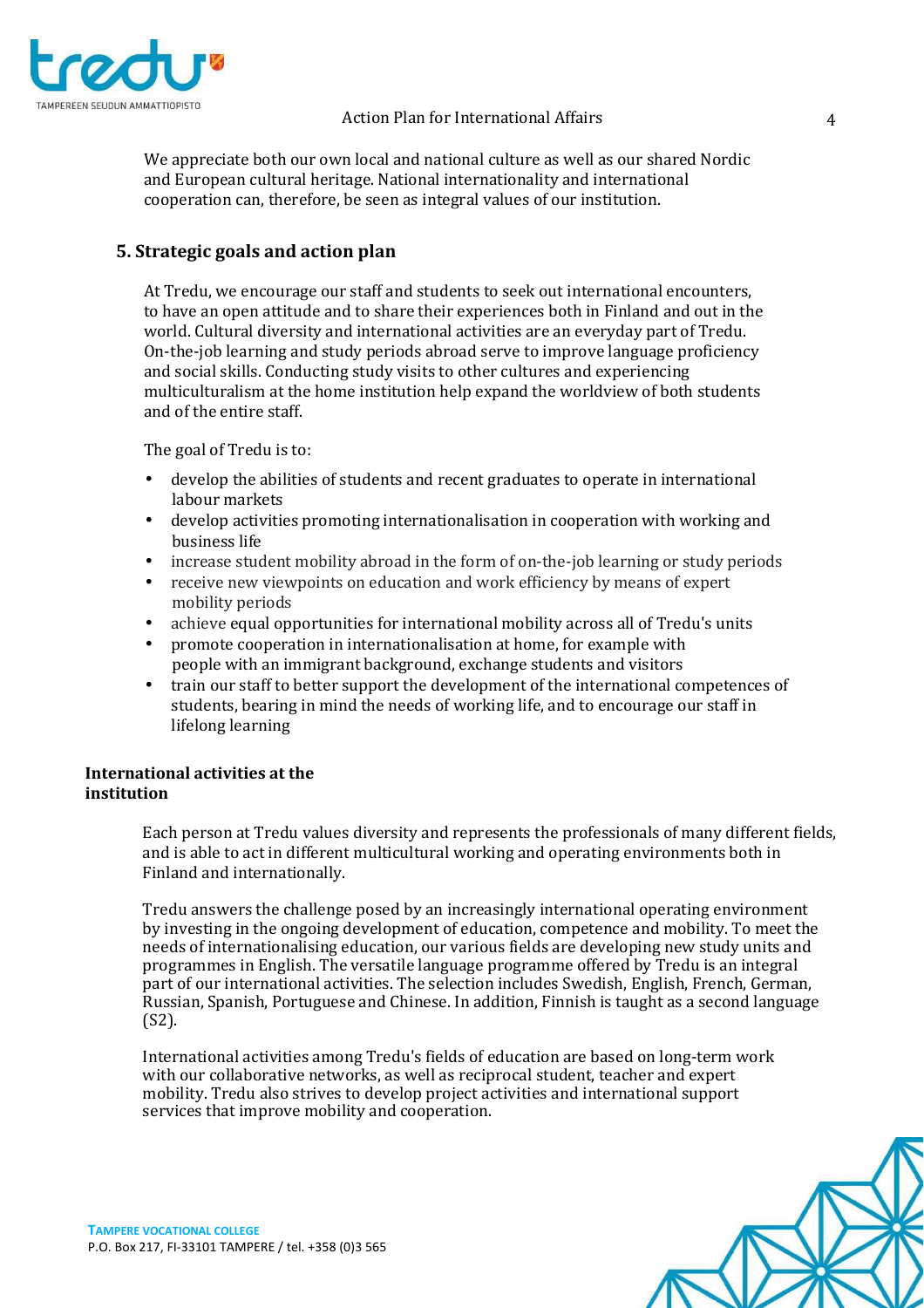We appreciate both our own local and national culture as well as our shared Nordic and European cultural heritage. National internationality and international cooperation can, therefore, be seen as integral values of our institution.

## 5. Strategic goals and action plan

At Tredu, we encourage our staff and students to seek out international encounters, to have an open attitude and to share their experiences both in Finland and out in the world. Cultural diversity and international activities are an everyday part of Tredu. On-the-job learning and study periods abroad serve to improve language proficiency and social skills. Conducting study visits to other cultures and experiencing multiculturalism at the home institution help expand the worldview of both students and of the entire staff.

The goal of Tredu is to:

- develop the abilities of students and recent graduates to operate in international labour markets
- develop activities promoting internationalisation in cooperation with working and business life
- increase student mobility abroad in the form of on-the-job learning or study periods
- receive new viewpoints on education and work efficiency by means of expert mobility periods
- achieve equal opportunities for international mobility across all of Tredu's units
- promote cooperation in internationalisation at home, for example with people with an immigrant background, exchange students and visitors
- train our staff to better support the development of the international competences of students, bearing in mind the needs of working life, and to encourage our staff in lifelong learning

**International activities at the institution**

Each person at Tredu values diversity and represents the professionals of many different fields, and is able to act in different multicultural working and operating environments both in Finland and internationally.

Tredu answers the challenge posed by an increasingly international operating environment by investing in the ongoing development of education, competence and mobility. To meet the needs of internationalising education, our various fields are developing new study units and programmes in English. The versatile language programme offered by Tredu is an integral part of our international activities. The selection includes Swedish, English, French, German, Russian, Spanish, Portuguese and Chinese. In addition, Finnish is taught as a second language (S2).

International activities among Tredu's fields of education are based on long-term work with our collaborative networks, as well as reciprocal student, teacher and expert mobility. Tredu also strives to develop project activities and international support services that improve mobility and cooperation.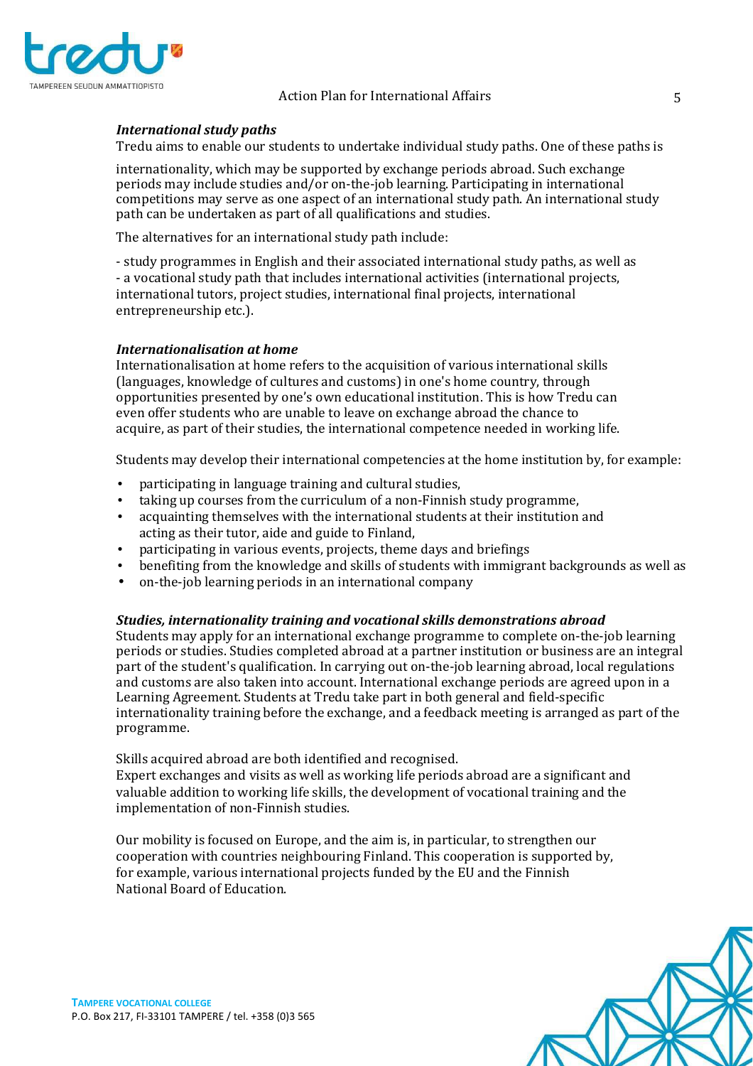### *International study paths*

Tredu aims to enable our students to undertake individual study paths. One of these paths is internationality, which may be supported by exchange periods abroad. Such exchange periods may include studies and/or on-the-job learning. Participating in international competitions may serve as one aspect of an international study path. An international study path can be undertaken as part of all qualifications and studies.

The alternatives for an international study path include:

- study programmes in English and their associated international study paths, as well as
- a vocational study path that includes international activities (international projects, international tutors, project studies, international final projects, international entrepreneurship etc.).

### *Internationalisation at home*

Internationalisation at home refers to the acquisition of various international skills (languages, knowledge of cultures and customs) in one's home country, through opportunities presented by one's own educational institution. This is how Tredu can even offer students who are unable to leave on exchange abroad the chance to acquire, as part of their studies, the international competence needed in working life.

Students may develop their international competencies at the home institution by, for example:

- participating in language training and cultural studies,
- taking up courses from the curriculum of a non-Finnish study programme,
- acquainting themselves with the international students at their institution and acting as their tutor, aide and guide to Finland,
- participating in various events, projects, theme days and briefings
- benefiting from the knowledge and skills of students with immigrant backgrounds as well as
- on-the-job learning periods in an international company

### *Studies, internationality training and vocational skills demonstrations abroad*

Students may apply for an international exchange programme to complete on-the-job learning periods or studies. Studies completed abroad at a partner institution or business are an integral part of the student's qualification. In carrying out on-the-job learning abroad, local regulations and customs are also taken into account. International exchange periods are agreed upon in a Learning Agreement. Students at Tredu take part in both general and field-specific internationality training before the exchange, and a feedback meeting is arranged as part of the programme.

Skills acquired abroad are both identified and recognised.
Expert exchanges and visits as well as working life periods abroad are a significant and valuable addition to working life skills, the development of vocational training and the implementation of non-Finnish studies.

Our mobility is focused on Europe, and the aim is, in particular, to strengthen our cooperation with countries neighbouring Finland. This cooperation is supported by, for example, various international projects funded by the EU and the Finnish National Board of Education.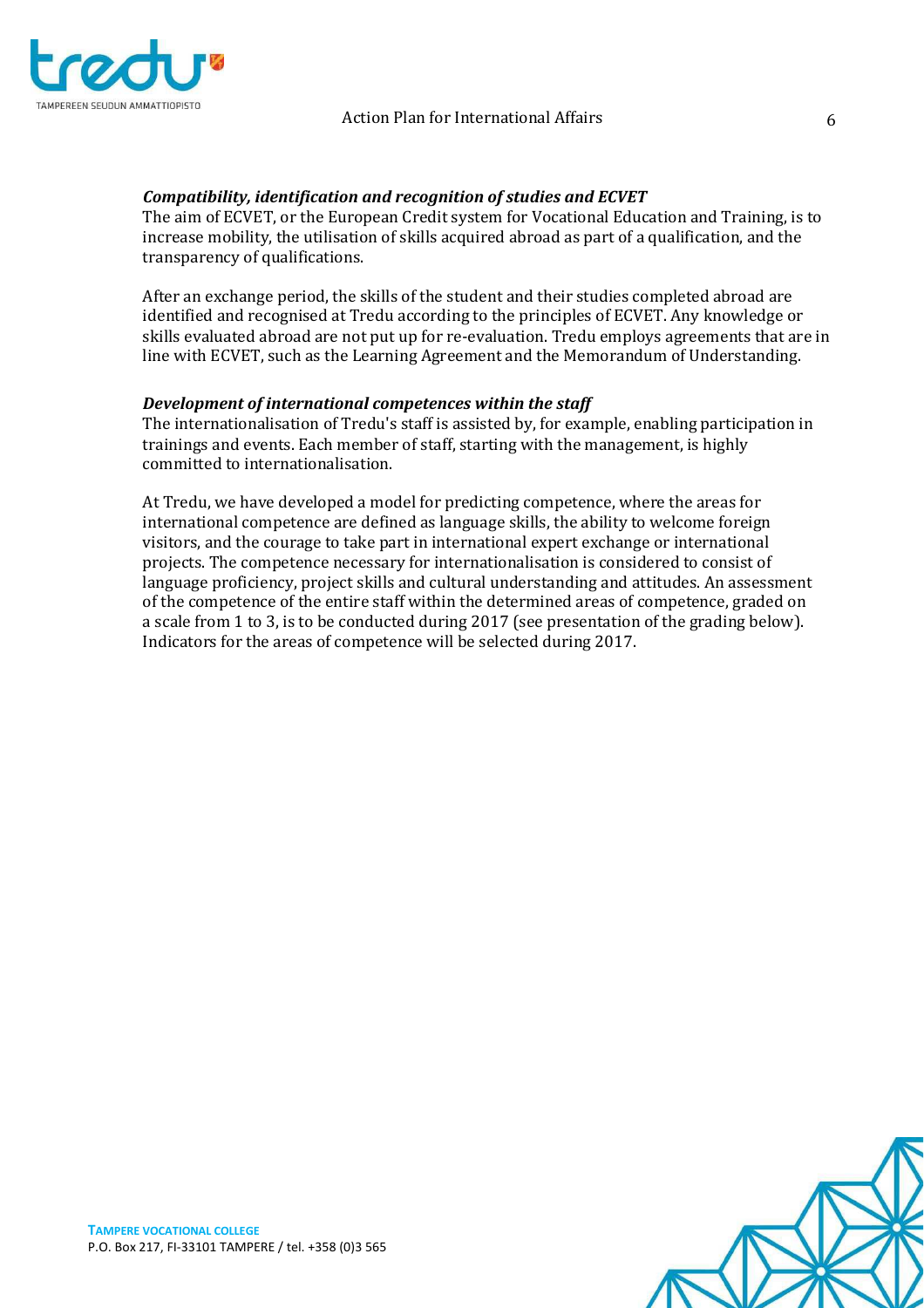### *Compatibility, identification and recognition of studies and ECVET*

The aim of ECVET, or the European Credit system for Vocational Education and Training, is to increase mobility, the utilisation of skills acquired abroad as part of a qualification, and the transparency of qualifications.

After an exchange period, the skills of the student and their studies completed abroad are identified and recognised at Tredu according to the principles of ECVET. Any knowledge or skills evaluated abroad are not put up for re-evaluation. Tredu employs agreements that are in line with ECVET, such as the Learning Agreement and the Memorandum of Understanding.

### *Development of international competences within the staff*

The internationalisation of Tredu's staff is assisted by, for example, enabling participation in trainings and events. Each member of staff, starting with the management, is highly committed to internationalisation.

At Tredu, we have developed a model for predicting competence, where the areas for international competence are defined as language skills, the ability to welcome foreign visitors, and the courage to take part in international expert exchange or international projects. The competence necessary for internationalisation is considered to consist of language proficiency, project skills and cultural understanding and attitudes. An assessment of the competence of the entire staff within the determined areas of competence, graded on a scale from 1 to 3, is to be conducted during 2017 (see presentation of the grading below). Indicators for the areas of competence will be selected during 2017.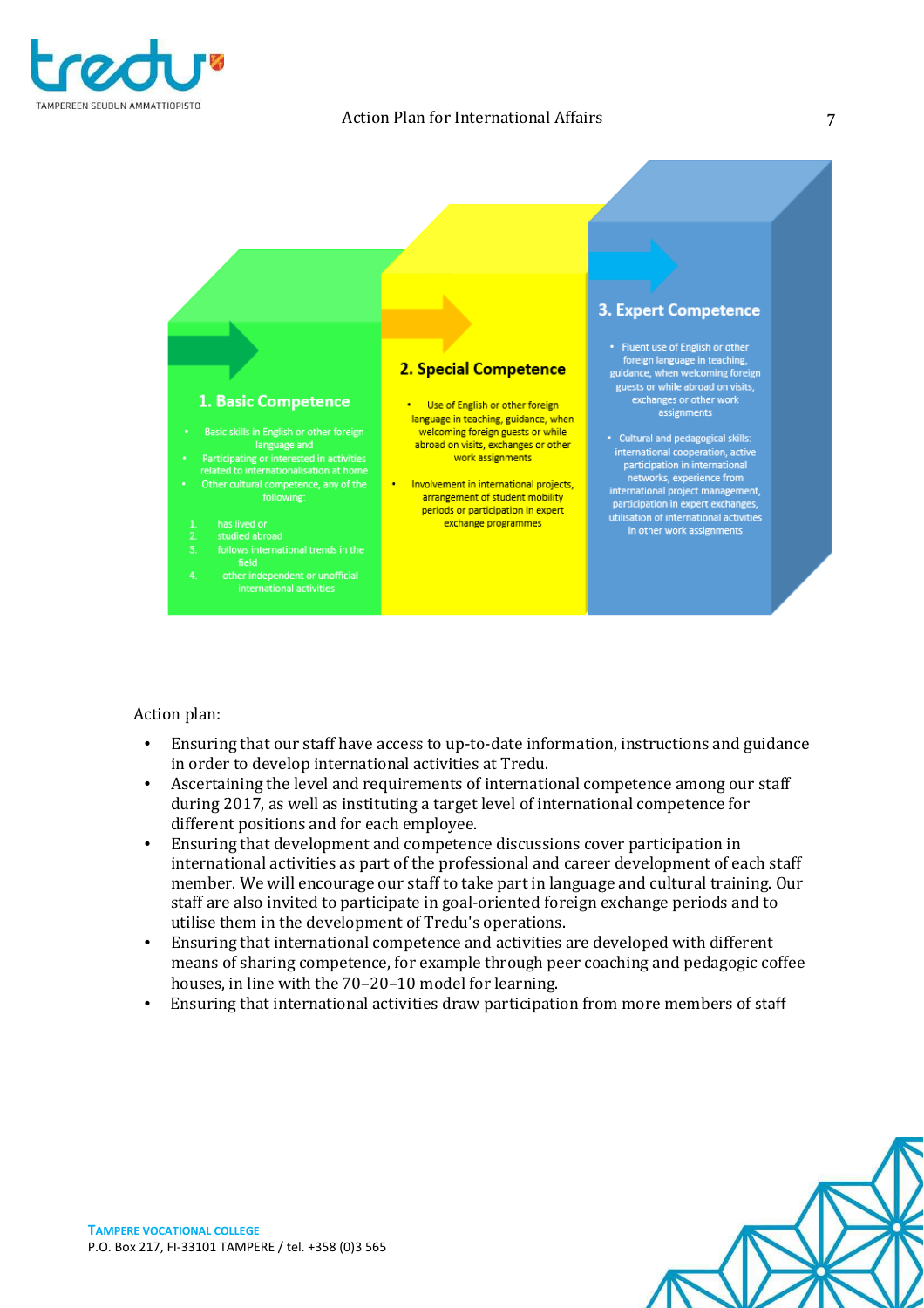### 1. Basic Competence

- Basic skills in English or other foreign language and
- Participating or interested in activities related to internationalisation at home
- Other cultural competence, any of the following:

1. has lived or
2. studied abroad
3. follows international trends in the field
4. other independent or unofficial international activities

### 2. Special Competence

- Use of English or other foreign language in teaching, guidance, when welcoming foreign guests or while abroad on visits, exchanges or other work assignments
- Involvement in international projects, arrangement of student mobility periods or participation in expert exchange programmes

### 3. Expert Competence

- Fluent use of English or other foreign language in teaching, guidance, when welcoming foreign guests or while abroad on visits, exchanges or other work assignments
- Cultural and pedagogical skills: international cooperation, active participation in international networks, experience from international project management, participation in expert exchanges, utilisation of international activities in other work assignments

Action plan:

- Ensuring that our staff have access to up-to-date information, instructions and guidance in order to develop international activities at Tredu.
- Ascertaining the level and requirements of international competence among our staff during 2017, as well as instituting a target level of international competence for different positions and for each employee.
- Ensuring that development and competence discussions cover participation in international activities as part of the professional and career development of each staff member. We will encourage our staff to take part in language and cultural training. Our staff are also invited to participate in goal-oriented foreign exchange periods and to utilise them in the development of Tredu's operations.
- Ensuring that international competence and activities are developed with different means of sharing competence, for example through peer coaching and pedagogic coffee houses, in line with the 70–20–10 model for learning.
- Ensuring that international activities draw participation from more members of staff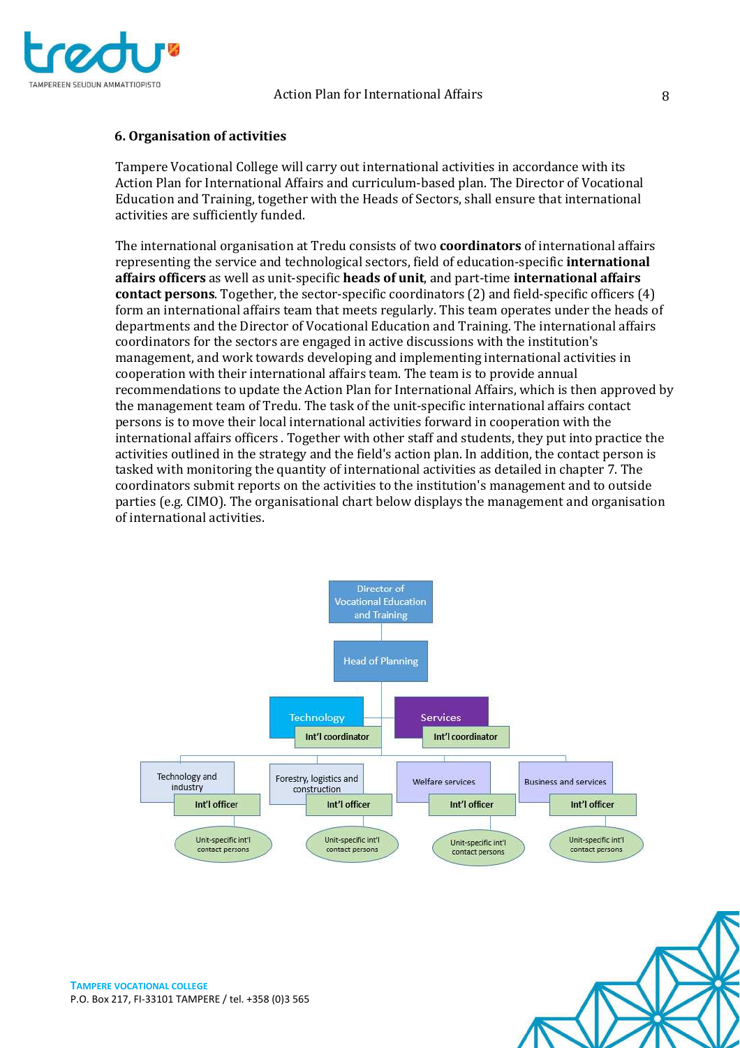## 6. Organisation of activities

Tampere Vocational College will carry out international activities in accordance with its Action Plan for International Affairs and curriculum-based plan. The Director of Vocational Education and Training, together with the Heads of Sectors, shall ensure that international activities are sufficiently funded.

The international organisation at Tredu consists of two **coordinators** of international affairs representing the service and technological sectors, field of education-specific **international affairs officers** as well as unit-specific **heads of unit**, and part-time **international affairs contact persons**. Together, the sector-specific coordinators (2) and field-specific officers (4) form an international affairs team that meets regularly. This team operates under the heads of departments and the Director of Vocational Education and Training. The international affairs coordinators for the sectors are engaged in active discussions with the institution's management, and work towards developing and implementing international activities in cooperation with their international affairs team. The team is to provide annual recommendations to update the Action Plan for International Affairs, which is then approved by the management team of Tredu. The task of the unit-specific international affairs contact persons is to move their local international activities forward in cooperation with the international affairs officers . Together with other staff and students, they put into practice the activities outlined in the strategy and the field's action plan. In addition, the contact person is tasked with monitoring the quantity of international activities as detailed in chapter 7. The coordinators submit reports on the activities to the institution's management and to outside parties (e.g. CIMO). The organisational chart below displays the management and organisation of international activities.

- Director of Vocational Education and Training
  - Head of Planning
    - Technology – Int'l coordinator
    - Services – Int'l coordinator
      - Technology and industry – Int'l officer
        - Unit-specific int'l contact persons
      - Forestry, logistics and construction – Int'l officer
        - Unit-specific int'l contact persons
      - Welfare services – Int'l officer
        - Unit-specific int'l contact persons
      - Business and services – Int'l officer
        - Unit-specific int'l contact persons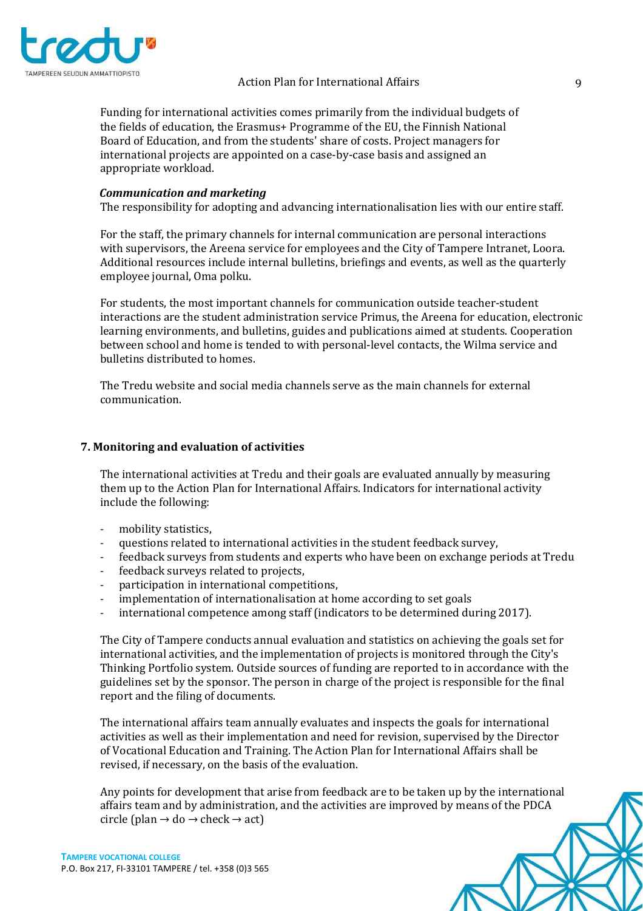Funding for international activities comes primarily from the individual budgets of the fields of education, the Erasmus+ Programme of the EU, the Finnish National Board of Education, and from the students' share of costs. Project managers for international projects are appointed on a case-by-case basis and assigned an appropriate workload.

***Communication and marketing***

The responsibility for adopting and advancing internationalisation lies with our entire staff.

For the staff, the primary channels for internal communication are personal interactions with supervisors, the Areena service for employees and the City of Tampere Intranet, Loora. Additional resources include internal bulletins, briefings and events, as well as the quarterly employee journal, Oma polku.

For students, the most important channels for communication outside teacher-student interactions are the student administration service Primus, the Areena for education, electronic learning environments, and bulletins, guides and publications aimed at students. Cooperation between school and home is tended to with personal-level contacts, the Wilma service and bulletins distributed to homes.

The Tredu website and social media channels serve as the main channels for external communication.

## 7. Monitoring and evaluation of activities

The international activities at Tredu and their goals are evaluated annually by measuring them up to the Action Plan for International Affairs. Indicators for international activity include the following:

- mobility statistics,
- questions related to international activities in the student feedback survey,
- feedback surveys from students and experts who have been on exchange periods at Tredu
- feedback surveys related to projects,
- participation in international competitions,
- implementation of internationalisation at home according to set goals
- international competence among staff (indicators to be determined during 2017).

The City of Tampere conducts annual evaluation and statistics on achieving the goals set for international activities, and the implementation of projects is monitored through the City's Thinking Portfolio system. Outside sources of funding are reported to in accordance with the guidelines set by the sponsor. The person in charge of the project is responsible for the final report and the filing of documents.

The international affairs team annually evaluates and inspects the goals for international activities as well as their implementation and need for revision, supervised by the Director of Vocational Education and Training. The Action Plan for International Affairs shall be revised, if necessary, on the basis of the evaluation.

Any points for development that arise from feedback are to be taken up by the international affairs team and by administration, and the activities are improved by means of the PDCA circle (plan → do → check → act)